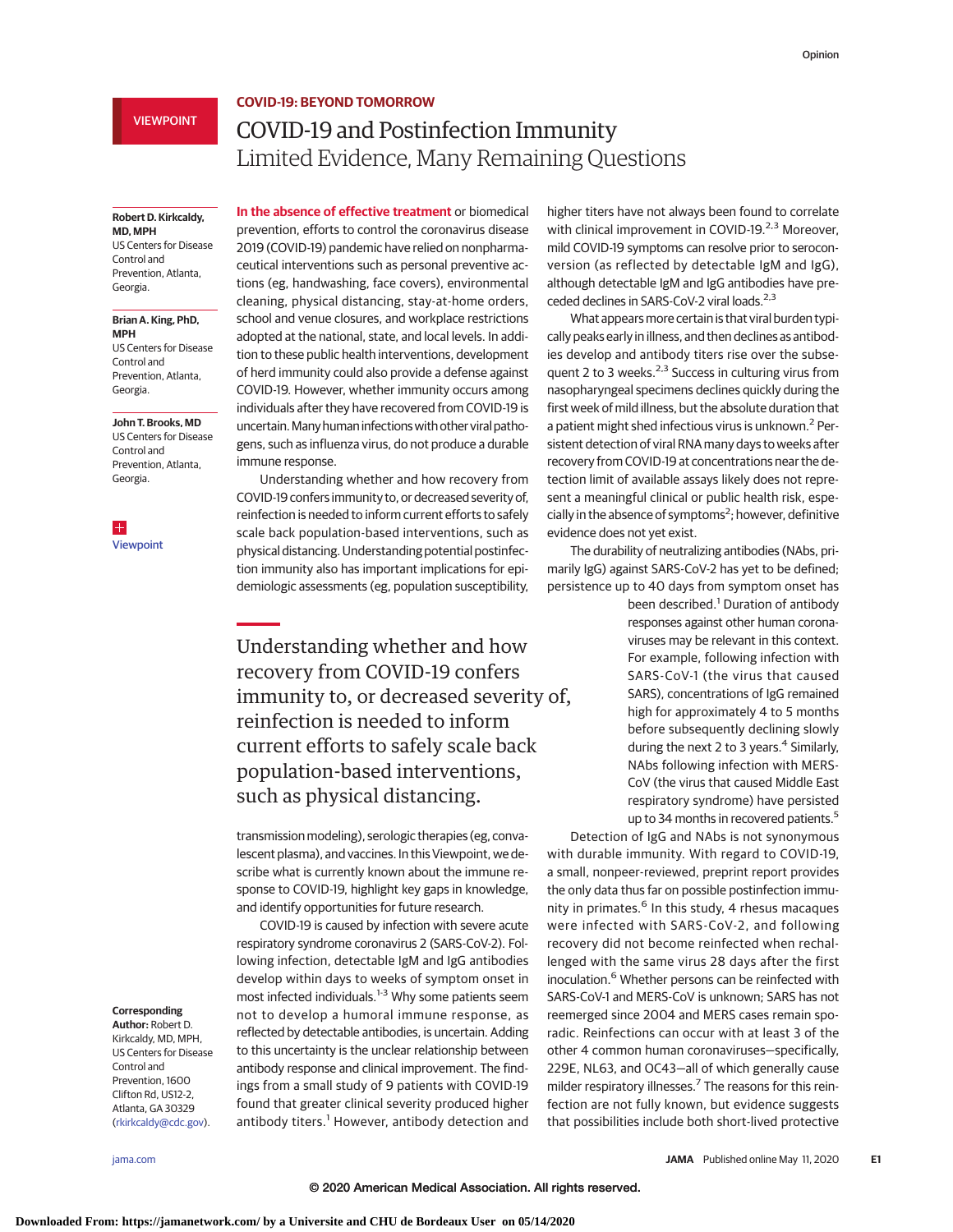VIEWPOINT

**COVID-19: BEYOND TOMORROW**

# COVID-19 and Postinfection Immunity
## Limited Evidence, Many Remaining Questions

**Robert D. Kirkcaldy, MD, MPH**
US Centers for Disease Control and Prevention, Atlanta, Georgia.

**Brian A. King, PhD, MPH**
US Centers for Disease Control and Prevention, Atlanta, Georgia.

**John T. Brooks, MD**
US Centers for Disease Control and Prevention, Atlanta, Georgia.

Viewpoint

**Corresponding Author:** Robert D. Kirkcaldy, MD, MPH, US Centers for Disease Control and Prevention, 1600 Clifton Rd, US12-2, Atlanta, GA 30329 (rkirkcaldy@cdc.gov).

**In the absence of effective treatment** or biomedical prevention, efforts to control the coronavirus disease 2019 (COVID-19) pandemic have relied on nonpharmaceutical interventions such as personal preventive actions (eg, handwashing, face covers), environmental cleaning, physical distancing, stay-at-home orders, school and venue closures, and workplace restrictions adopted at the national, state, and local levels. In addition to these public health interventions, development of herd immunity could also provide a defense against COVID-19. However, whether immunity occurs among individuals after they have recovered from COVID-19 is uncertain. Many human infections with other viral pathogens, such as influenza virus, do not produce a durable immune response.

Understanding whether and how recovery from COVID-19 confers immunity to, or decreased severity of, reinfection is needed to inform current efforts to safely scale back population-based interventions, such as physical distancing. Understanding potential postinfection immunity also has important implications for epidemiologic assessments (eg, population susceptibility, transmission modeling), serologic therapies (eg, convalescent plasma), and vaccines. In this Viewpoint, we describe what is currently known about the immune response to COVID-19, highlight key gaps in knowledge, and identify opportunities for future research.

> Understanding whether and how recovery from COVID-19 confers immunity to, or decreased severity of, reinfection is needed to inform current efforts to safely scale back population-based interventions, such as physical distancing.

COVID-19 is caused by infection with severe acute respiratory syndrome coronavirus 2 (SARS-CoV-2). Following infection, detectable IgM and IgG antibodies develop within days to weeks of symptom onset in most infected individuals.[1-3] Why some patients seem not to develop a humoral immune response, as reflected by detectable antibodies, is uncertain. Adding to this uncertainty is the unclear relationship between antibody response and clinical improvement. The findings from a small study of 9 patients with COVID-19 found that greater clinical severity produced higher antibody titers.[1] However, antibody detection and higher titers have not always been found to correlate with clinical improvement in COVID-19.[2,3] Moreover, mild COVID-19 symptoms can resolve prior to seroconversion (as reflected by detectable IgM and IgG), although detectable IgM and IgG antibodies have preceded declines in SARS-CoV-2 viral loads.[2,3]

What appears more certain is that viral burden typically peaks early in illness, and then declines as antibodies develop and antibody titers rise over the subsequent 2 to 3 weeks.[2,3] Success in culturing virus from nasopharyngeal specimens declines quickly during the first week of mild illness, but the absolute duration that a patient might shed infectious virus is unknown.[2] Persistent detection of viral RNA many days to weeks after recovery from COVID-19 at concentrations near the detection limit of available assays likely does not represent a meaningful clinical or public health risk, especially in the absence of symptoms[2]; however, definitive evidence does not yet exist.

The durability of neutralizing antibodies (NAbs, primarily IgG) against SARS-CoV-2 has yet to be defined; persistence up to 40 days from symptom onset has been described.[1] Duration of antibody responses against other human coronaviruses may be relevant in this context. For example, following infection with SARS-CoV-1 (the virus that caused SARS), concentrations of IgG remained high for approximately 4 to 5 months before subsequently declining slowly during the next 2 to 3 years.[4] Similarly, NAbs following infection with MERS-CoV (the virus that caused Middle East respiratory syndrome) have persisted up to 34 months in recovered patients.[5]

Detection of IgG and NAbs is not synonymous with durable immunity. With regard to COVID-19, a small, nonpeer-reviewed, preprint report provides the only data thus far on possible postinfection immunity in primates.[6] In this study, 4 rhesus macaques were infected with SARS-CoV-2, and following recovery did not become reinfected when rechallenged with the same virus 28 days after the first inoculation.[6] Whether persons can be reinfected with SARS-CoV-1 and MERS-CoV is unknown; SARS has not reemerged since 2004 and MERS cases remain sporadic. Reinfections can occur with at least 3 of the other 4 common human coronaviruses—specifically, 229E, NL63, and OC43—all of which generally cause milder respiratory illnesses.[7] The reasons for this reinfection are not fully known, but evidence suggests that possibilities include both short-lived protective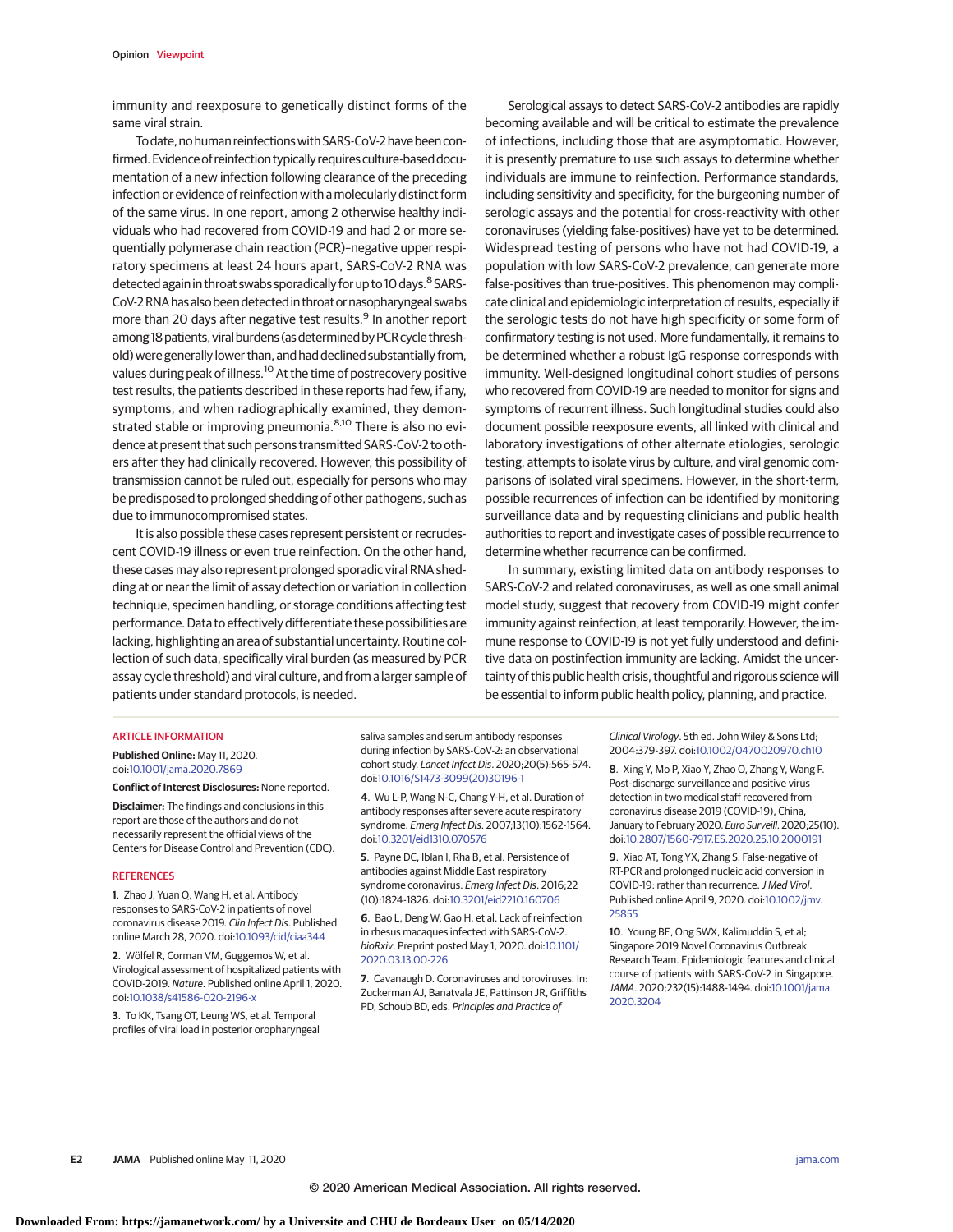immunity and reexposure to genetically distinct forms of the same viral strain.

To date, no human reinfections with SARS-CoV-2 have been confirmed. Evidence of reinfection typically requires culture-based documentation of a new infection following clearance of the preceding infection or evidence of reinfection with a molecularly distinct form of the same virus. In one report, among 2 otherwise healthy individuals who had recovered from COVID-19 and had 2 or more sequentially polymerase chain reaction (PCR)–negative upper respiratory specimens at least 24 hours apart, SARS-CoV-2 RNA was detected again in throat swabs sporadically for up to 10 days.[8] SARS-CoV-2 RNA has also been detected in throat or nasopharyngeal swabs more than 20 days after negative test results.[9] In another report among 18 patients, viral burdens (as determined by PCR cycle threshold) were generally lower than, and had declined substantially from, values during peak of illness.[10] At the time of postrecovery positive test results, the patients described in these reports had few, if any, symptoms, and when radiographically examined, they demonstrated stable or improving pneumonia.[8,10] There is also no evidence at present that such persons transmitted SARS-CoV-2 to others after they had clinically recovered. However, this possibility of transmission cannot be ruled out, especially for persons who may be predisposed to prolonged shedding of other pathogens, such as due to immunocompromised states.

It is also possible these cases represent persistent or recrudescent COVID-19 illness or even true reinfection. On the other hand, these cases may also represent prolonged sporadic viral RNA shedding at or near the limit of assay detection or variation in collection technique, specimen handling, or storage conditions affecting test performance. Data to effectively differentiate these possibilities are lacking, highlighting an area of substantial uncertainty. Routine collection of such data, specifically viral burden (as measured by PCR assay cycle threshold) and viral culture, and from a larger sample of patients under standard protocols, is needed.

Serological assays to detect SARS-CoV-2 antibodies are rapidly becoming available and will be critical to estimate the prevalence of infections, including those that are asymptomatic. However, it is presently premature to use such assays to determine whether individuals are immune to reinfection. Performance standards, including sensitivity and specificity, for the burgeoning number of serologic assays and the potential for cross-reactivity with other coronaviruses (yielding false-positives) have yet to be determined. Widespread testing of persons who have not had COVID-19, a population with low SARS-CoV-2 prevalence, can generate more false-positives than true-positives. This phenomenon may complicate clinical and epidemiologic interpretation of results, especially if the serologic tests do not have high specificity or some form of confirmatory testing is not used. More fundamentally, it remains to be determined whether a robust IgG response corresponds with immunity. Well-designed longitudinal cohort studies of persons who recovered from COVID-19 are needed to monitor for signs and symptoms of recurrent illness. Such longitudinal studies could also document possible reexposure events, all linked with clinical and laboratory investigations of other alternate etiologies, serologic testing, attempts to isolate virus by culture, and viral genomic comparisons of isolated viral specimens. However, in the short-term, possible recurrences of infection can be identified by monitoring surveillance data and by requesting clinicians and public health authorities to report and investigate cases of possible recurrence to determine whether recurrence can be confirmed.

In summary, existing limited data on antibody responses to SARS-CoV-2 and related coronaviruses, as well as one small animal model study, suggest that recovery from COVID-19 might confer immunity against reinfection, at least temporarily. However, the immune response to COVID-19 is not yet fully understood and definitive data on postinfection immunity are lacking. Amidst the uncertainty of this public health crisis, thoughtful and rigorous science will be essential to inform public health policy, planning, and practice.

## ARTICLE INFORMATION

**Published Online:** May 11, 2020. doi:10.1001/jama.2020.7869

**Conflict of Interest Disclosures:** None reported.

**Disclaimer:** The findings and conclusions in this report are those of the authors and do not necessarily represent the official views of the Centers for Disease Control and Prevention (CDC).

## REFERENCES

1. Zhao J, Yuan Q, Wang H, et al. Antibody responses to SARS-CoV-2 in patients of novel coronavirus disease 2019. *Clin Infect Dis*. Published online March 28, 2020. doi:10.1093/cid/ciaa344

2. Wölfel R, Corman VM, Guggemos W, et al. Virological assessment of hospitalized patients with COVID-2019. *Nature*. Published online April 1, 2020. doi:10.1038/s41586-020-2196-x

3. To KK, Tsang OT, Leung WS, et al. Temporal profiles of viral load in posterior oropharyngeal saliva samples and serum antibody responses during infection by SARS-CoV-2: an observational cohort study. *Lancet Infect Dis*. 2020;20(5):565-574. doi:10.1016/S1473-3099(20)30196-1

4. Wu L-P, Wang N-C, Chang Y-H, et al. Duration of antibody responses after severe acute respiratory syndrome. *Emerg Infect Dis*. 2007;13(10):1562-1564. doi:10.3201/eid1310.070576

5. Payne DC, Iblan I, Rha B, et al. Persistence of antibodies against Middle East respiratory syndrome coronavirus. *Emerg Infect Dis*. 2016;22(10):1824-1826. doi:10.3201/eid2210.160706

6. Bao L, Deng W, Gao H, et al. Lack of reinfection in rhesus macaques infected with SARS-CoV-2. *bioRxiv*. Preprint posted May 1, 2020. doi:10.1101/2020.03.13.00-226

7. Cavanaugh D. Coronaviruses and toroviruses. In: Zuckerman AJ, Banatvala JE, Pattinson JR, Griffiths PD, Schoub BD, eds. *Principles and Practice of Clinical Virology*. 5th ed. John Wiley & Sons Ltd; 2004:379-397. doi:10.1002/0470020970.ch10

8. Xing Y, Mo P, Xiao Y, Zhao O, Zhang Y, Wang F. Post-discharge surveillance and positive virus detection in two medical staff recovered from coronavirus disease 2019 (COVID-19), China, January to February 2020. *Euro Surveill*. 2020;25(10). doi:10.2807/1560-7917.ES.2020.25.10.2000191

9. Xiao AT, Tong YX, Zhang S. False-negative of RT-PCR and prolonged nucleic acid conversion in COVID-19: rather than recurrence. *J Med Virol*. Published online April 9, 2020. doi:10.1002/jmv.25855

10. Young BE, Ong SWX, Kalimuddin S, et al; Singapore 2019 Novel Coronavirus Outbreak Research Team. Epidemiologic features and clinical course of patients with SARS-CoV-2 in Singapore. *JAMA*. 2020;232(15):1488-1494. doi:10.1001/jama.2020.3204